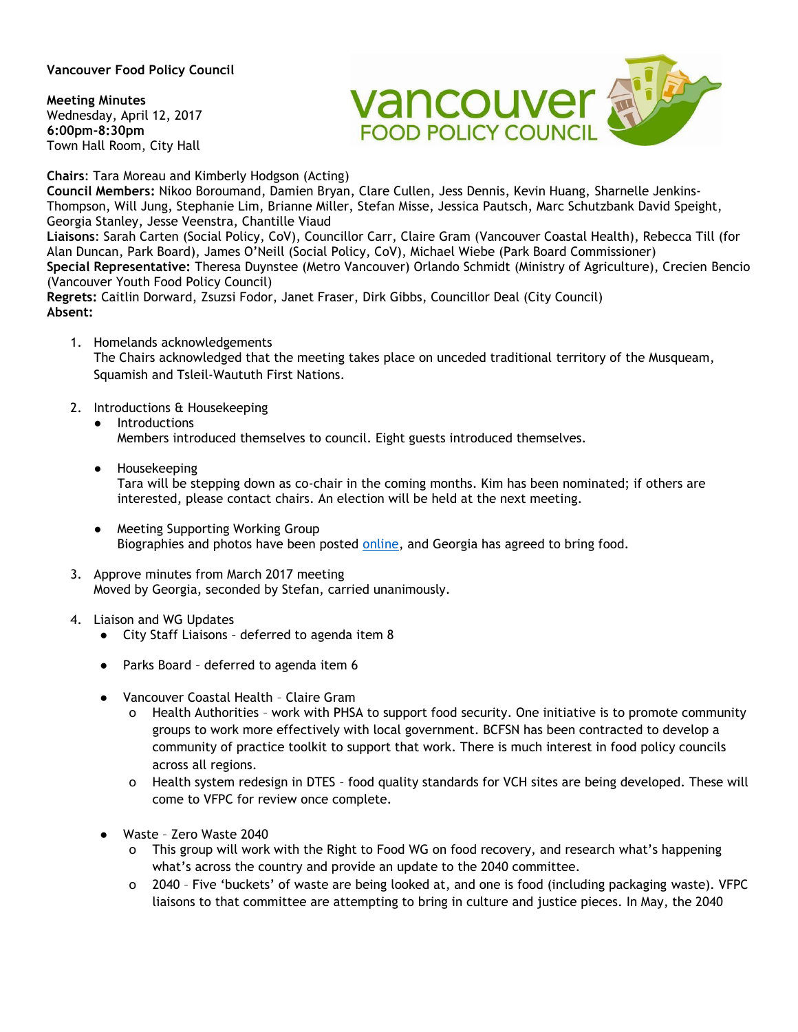**Vancouver Food Policy Council**

**Meeting Minutes**
Wednesday, April 12, 2017
**6:00pm-8:30pm**
Town Hall Room, City Hall

**Chairs**: Tara Moreau and Kimberly Hodgson (Acting)
**Council Members:** Nikoo Boroumand, Damien Bryan, Clare Cullen, Jess Dennis, Kevin Huang, Sharnelle Jenkins-Thompson, Will Jung, Stephanie Lim, Brianne Miller, Stefan Misse, Jessica Pautsch, Marc Schutzbank David Speight, Georgia Stanley, Jesse Veenstra, Chantille Viaud
**Liaisons**: Sarah Carten (Social Policy, CoV), Councillor Carr, Claire Gram (Vancouver Coastal Health), Rebecca Till (for Alan Duncan, Park Board), James O'Neill (Social Policy, CoV), Michael Wiebe (Park Board Commissioner)
**Special Representative:** Theresa Duynstee (Metro Vancouver) Orlando Schmidt (Ministry of Agriculture), Crecien Bencio (Vancouver Youth Food Policy Council)
**Regrets:** Caitlin Dorward, Zsuzsi Fodor, Janet Fraser, Dirk Gibbs, Councillor Deal (City Council)
**Absent:**

1. Homelands acknowledgements
   The Chairs acknowledged that the meeting takes place on unceded traditional territory of the Musqueam, Squamish and Tsleil-Waututh First Nations.

2. Introductions & Housekeeping
   - Introductions
     Members introduced themselves to council. Eight guests introduced themselves.
   - Housekeeping
     Tara will be stepping down as co-chair in the coming months. Kim has been nominated; if others are interested, please contact chairs. An election will be held at the next meeting.
   - Meeting Supporting Working Group
     Biographies and photos have been posted online, and Georgia has agreed to bring food.

3. Approve minutes from March 2017 meeting
   Moved by Georgia, seconded by Stefan, carried unanimously.

4. Liaison and WG Updates
   - City Staff Liaisons – deferred to agenda item 8
   - Parks Board – deferred to agenda item 6
   - Vancouver Coastal Health – Claire Gram
     - Health Authorities – work with PHSA to support food security. One initiative is to promote community groups to work more effectively with local government. BCFSN has been contracted to develop a community of practice toolkit to support that work. There is much interest in food policy councils across all regions.
     - Health system redesign in DTES – food quality standards for VCH sites are being developed. These will come to VFPC for review once complete.
   - Waste – Zero Waste 2040
     - This group will work with the Right to Food WG on food recovery, and research what's happening what's across the country and provide an update to the 2040 committee.
     - 2040 – Five 'buckets' of waste are being looked at, and one is food (including packaging waste). VFPC liaisons to that committee are attempting to bring in culture and justice pieces. In May, the 2040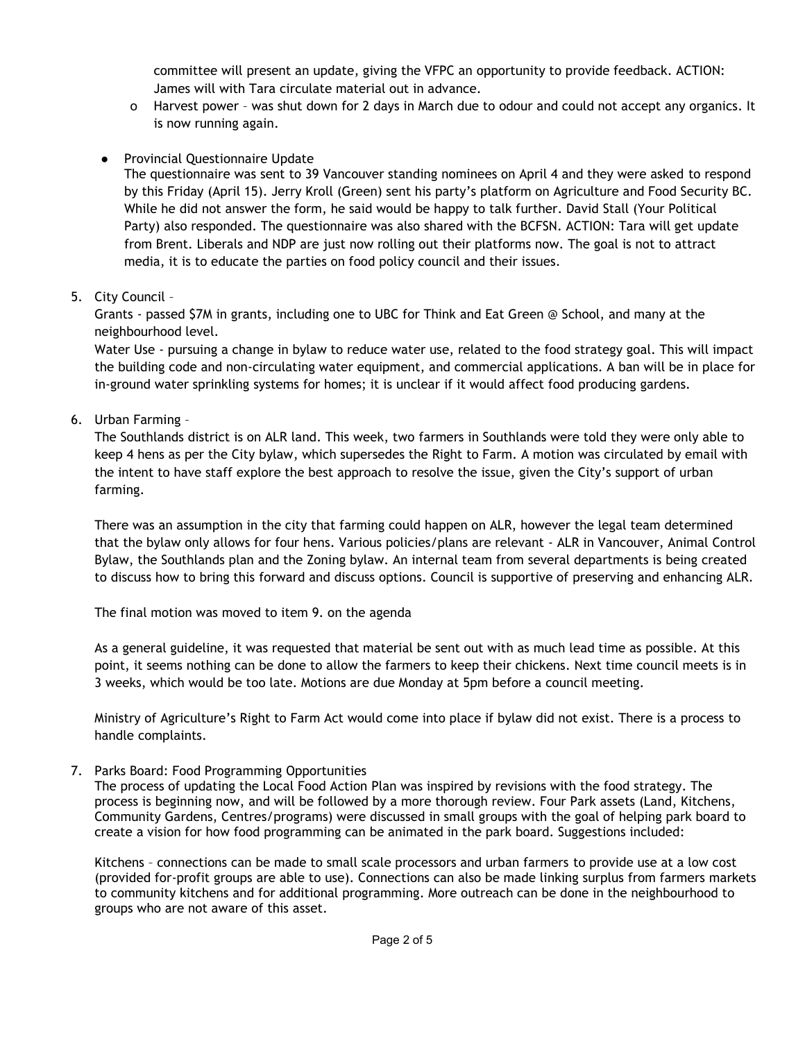committee will present an update, giving the VFPC an opportunity to provide feedback. ACTION: James will with Tara circulate material out in advance.

- Harvest power – was shut down for 2 days in March due to odour and could not accept any organics. It is now running again.

- Provincial Questionnaire Update

  The questionnaire was sent to 39 Vancouver standing nominees on April 4 and they were asked to respond by this Friday (April 15). Jerry Kroll (Green) sent his party's platform on Agriculture and Food Security BC. While he did not answer the form, he said would be happy to talk further. David Stall (Your Political Party) also responded. The questionnaire was also shared with the BCFSN. ACTION: Tara will get update from Brent. Liberals and NDP are just now rolling out their platforms now. The goal is not to attract media, it is to educate the parties on food policy council and their issues.

5. City Council –

   Grants - passed $7M in grants, including one to UBC for Think and Eat Green @ School, and many at the neighbourhood level.

   Water Use - pursuing a change in bylaw to reduce water use, related to the food strategy goal. This will impact the building code and non-circulating water equipment, and commercial applications. A ban will be in place for in-ground water sprinkling systems for homes; it is unclear if it would affect food producing gardens.

6. Urban Farming –

   The Southlands district is on ALR land. This week, two farmers in Southlands were told they were only able to keep 4 hens as per the City bylaw, which supersedes the Right to Farm. A motion was circulated by email with the intent to have staff explore the best approach to resolve the issue, given the City's support of urban farming.

   There was an assumption in the city that farming could happen on ALR, however the legal team determined that the bylaw only allows for four hens. Various policies/plans are relevant - ALR in Vancouver, Animal Control Bylaw, the Southlands plan and the Zoning bylaw. An internal team from several departments is being created to discuss how to bring this forward and discuss options. Council is supportive of preserving and enhancing ALR.

   The final motion was moved to item 9. on the agenda

   As a general guideline, it was requested that material be sent out with as much lead time as possible. At this point, it seems nothing can be done to allow the farmers to keep their chickens. Next time council meets is in 3 weeks, which would be too late. Motions are due Monday at 5pm before a council meeting.

   Ministry of Agriculture's Right to Farm Act would come into place if bylaw did not exist. There is a process to handle complaints.

7. Parks Board: Food Programming Opportunities

   The process of updating the Local Food Action Plan was inspired by revisions with the food strategy. The process is beginning now, and will be followed by a more thorough review. Four Park assets (Land, Kitchens, Community Gardens, Centres/programs) were discussed in small groups with the goal of helping park board to create a vision for how food programming can be animated in the park board. Suggestions included:

   Kitchens – connections can be made to small scale processors and urban farmers to provide use at a low cost (provided for-profit groups are able to use). Connections can also be made linking surplus from farmers markets to community kitchens and for additional programming. More outreach can be done in the neighbourhood to groups who are not aware of this asset.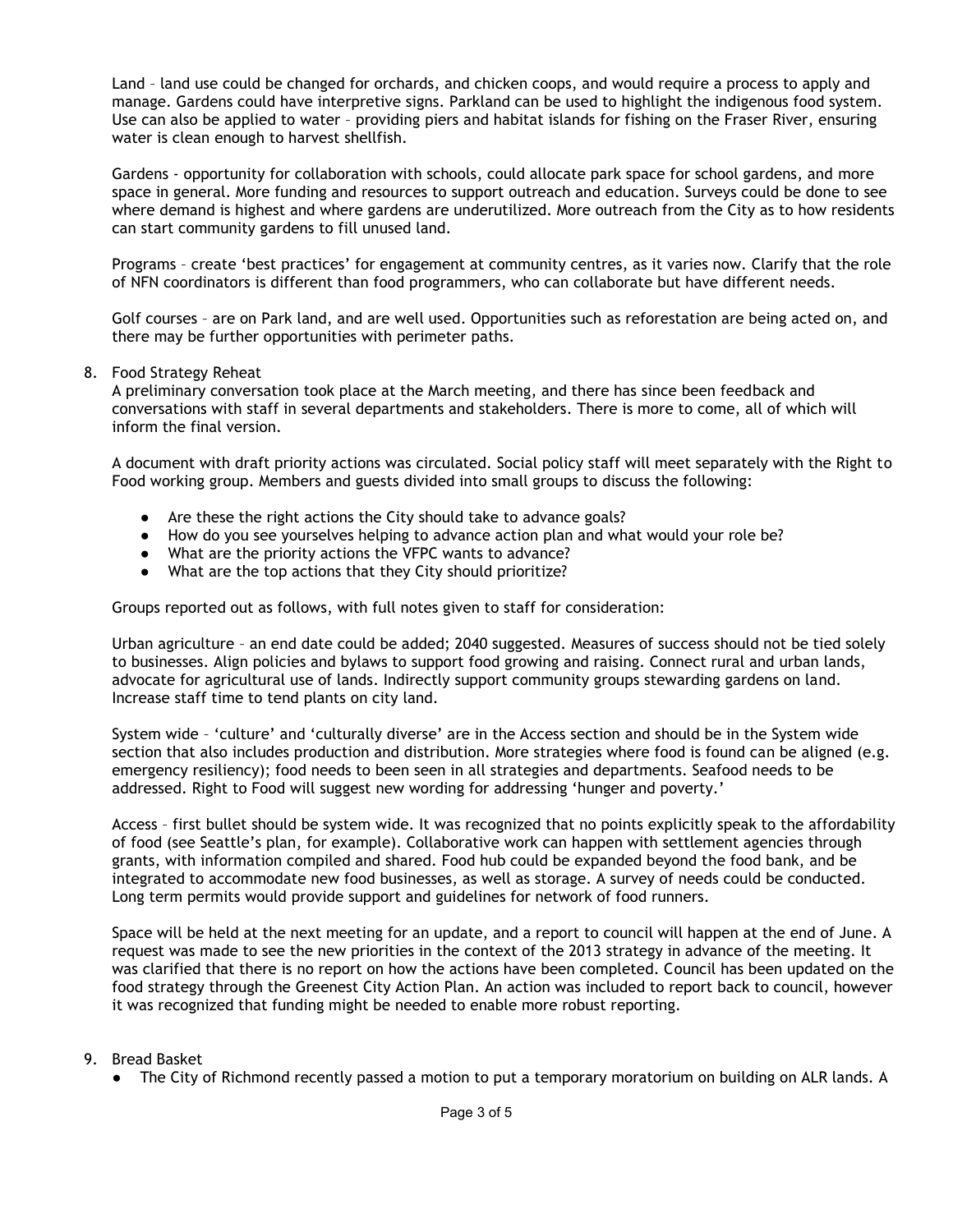Land – land use could be changed for orchards, and chicken coops, and would require a process to apply and manage. Gardens could have interpretive signs. Parkland can be used to highlight the indigenous food system. Use can also be applied to water – providing piers and habitat islands for fishing on the Fraser River, ensuring water is clean enough to harvest shellfish.

Gardens - opportunity for collaboration with schools, could allocate park space for school gardens, and more space in general. More funding and resources to support outreach and education. Surveys could be done to see where demand is highest and where gardens are underutilized. More outreach from the City as to how residents can start community gardens to fill unused land.

Programs – create 'best practices' for engagement at community centres, as it varies now. Clarify that the role of NFN coordinators is different than food programmers, who can collaborate but have different needs.

Golf courses – are on Park land, and are well used. Opportunities such as reforestation are being acted on, and there may be further opportunities with perimeter paths.

8. Food Strategy Reheat

A preliminary conversation took place at the March meeting, and there has since been feedback and conversations with staff in several departments and stakeholders. There is more to come, all of which will inform the final version.

A document with draft priority actions was circulated. Social policy staff will meet separately with the Right to Food working group. Members and guests divided into small groups to discuss the following:

- Are these the right actions the City should take to advance goals?
- How do you see yourselves helping to advance action plan and what would your role be?
- What are the priority actions the VFPC wants to advance?
- What are the top actions that they City should prioritize?

Groups reported out as follows, with full notes given to staff for consideration:

Urban agriculture – an end date could be added; 2040 suggested. Measures of success should not be tied solely to businesses. Align policies and bylaws to support food growing and raising. Connect rural and urban lands, advocate for agricultural use of lands. Indirectly support community groups stewarding gardens on land. Increase staff time to tend plants on city land.

System wide – 'culture' and 'culturally diverse' are in the Access section and should be in the System wide section that also includes production and distribution. More strategies where food is found can be aligned (e.g. emergency resiliency); food needs to been seen in all strategies and departments. Seafood needs to be addressed. Right to Food will suggest new wording for addressing 'hunger and poverty.'

Access – first bullet should be system wide. It was recognized that no points explicitly speak to the affordability of food (see Seattle's plan, for example). Collaborative work can happen with settlement agencies through grants, with information compiled and shared. Food hub could be expanded beyond the food bank, and be integrated to accommodate new food businesses, as well as storage. A survey of needs could be conducted. Long term permits would provide support and guidelines for network of food runners.

Space will be held at the next meeting for an update, and a report to council will happen at the end of June. A request was made to see the new priorities in the context of the 2013 strategy in advance of the meeting. It was clarified that there is no report on how the actions have been completed. Council has been updated on the food strategy through the Greenest City Action Plan. An action was included to report back to council, however it was recognized that funding might be needed to enable more robust reporting.

9. Bread Basket

- The City of Richmond recently passed a motion to put a temporary moratorium on building on ALR lands. A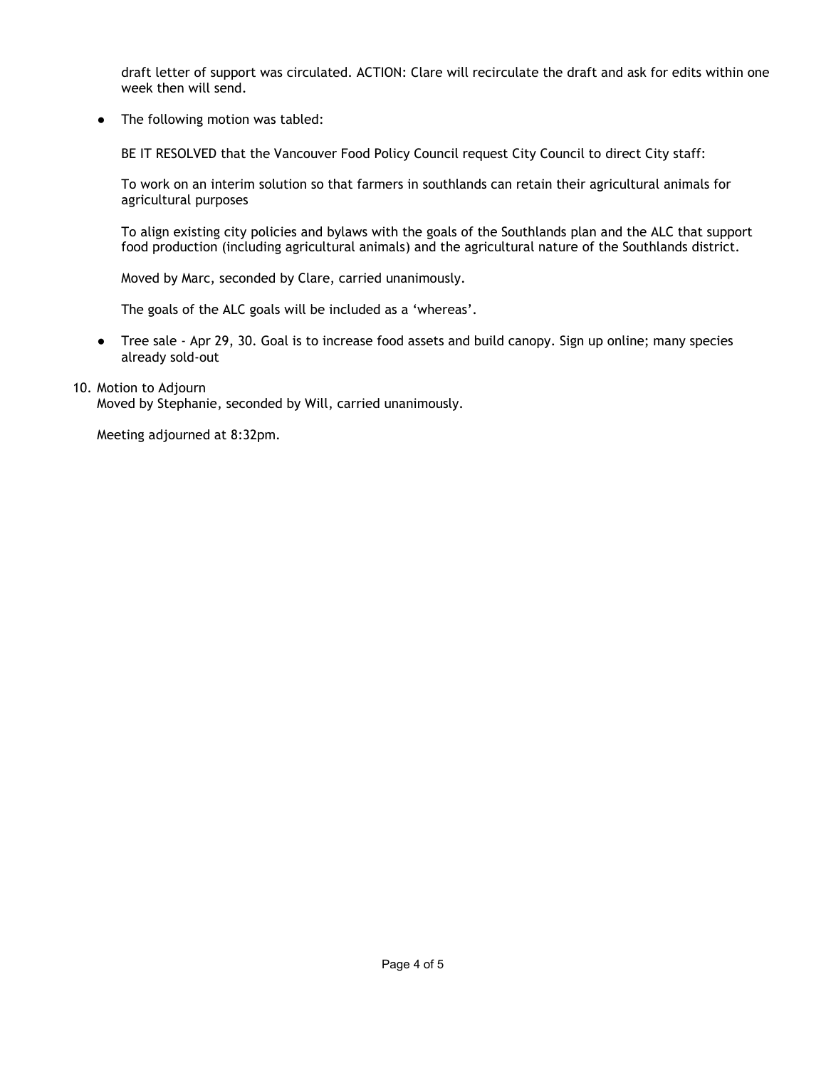draft letter of support was circulated. ACTION: Clare will recirculate the draft and ask for edits within one week then will send.

- The following motion was tabled:

  BE IT RESOLVED that the Vancouver Food Policy Council request City Council to direct City staff:

  To work on an interim solution so that farmers in southlands can retain their agricultural animals for agricultural purposes

  To align existing city policies and bylaws with the goals of the Southlands plan and the ALC that support food production (including agricultural animals) and the agricultural nature of the Southlands district.

  Moved by Marc, seconded by Clare, carried unanimously.

  The goals of the ALC goals will be included as a 'whereas'.

- Tree sale - Apr 29, 30. Goal is to increase food assets and build canopy. Sign up online; many species already sold-out

10. Motion to Adjourn
    Moved by Stephanie, seconded by Will, carried unanimously.

    Meeting adjourned at 8:32pm.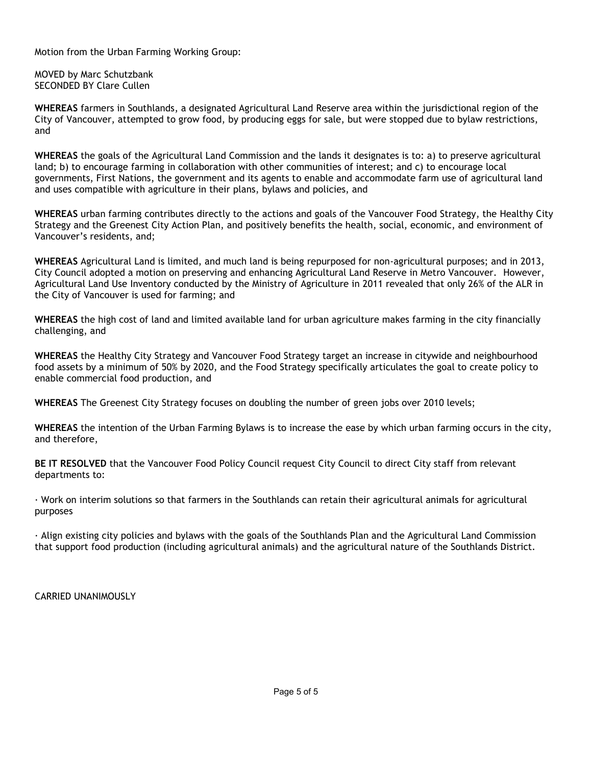Motion from the Urban Farming Working Group:

MOVED by Marc Schutzbank
SECONDED BY Clare Cullen

**WHEREAS** farmers in Southlands, a designated Agricultural Land Reserve area within the jurisdictional region of the City of Vancouver, attempted to grow food, by producing eggs for sale, but were stopped due to bylaw restrictions, and

**WHEREAS** the goals of the Agricultural Land Commission and the lands it designates is to: a) to preserve agricultural land; b) to encourage farming in collaboration with other communities of interest; and c) to encourage local governments, First Nations, the government and its agents to enable and accommodate farm use of agricultural land and uses compatible with agriculture in their plans, bylaws and policies, and

**WHEREAS** urban farming contributes directly to the actions and goals of the Vancouver Food Strategy, the Healthy City Strategy and the Greenest City Action Plan, and positively benefits the health, social, economic, and environment of Vancouver's residents, and;

**WHEREAS** Agricultural Land is limited, and much land is being repurposed for non-agricultural purposes; and in 2013, City Council adopted a motion on preserving and enhancing Agricultural Land Reserve in Metro Vancouver. However, Agricultural Land Use Inventory conducted by the Ministry of Agriculture in 2011 revealed that only 26% of the ALR in the City of Vancouver is used for farming; and

**WHEREAS** the high cost of land and limited available land for urban agriculture makes farming in the city financially challenging, and

**WHEREAS** the Healthy City Strategy and Vancouver Food Strategy target an increase in citywide and neighbourhood food assets by a minimum of 50% by 2020, and the Food Strategy specifically articulates the goal to create policy to enable commercial food production, and

**WHEREAS** The Greenest City Strategy focuses on doubling the number of green jobs over 2010 levels;

**WHEREAS** the intention of the Urban Farming Bylaws is to increase the ease by which urban farming occurs in the city, and therefore,

**BE IT RESOLVED** that the Vancouver Food Policy Council request City Council to direct City staff from relevant departments to:

· Work on interim solutions so that farmers in the Southlands can retain their agricultural animals for agricultural purposes

· Align existing city policies and bylaws with the goals of the Southlands Plan and the Agricultural Land Commission that support food production (including agricultural animals) and the agricultural nature of the Southlands District.

CARRIED UNANIMOUSLY